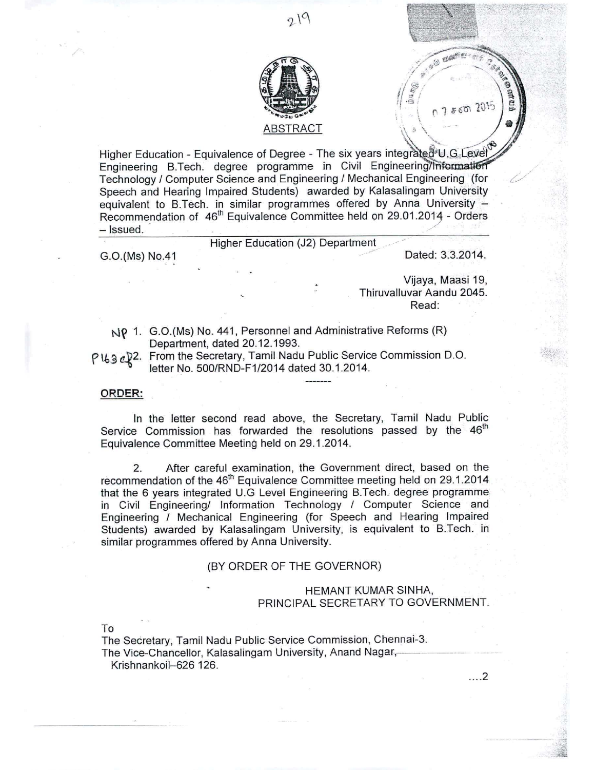## ABSTRACT

Higher Education - Equivalence of Degree - The six years integrated U.G Level Engineering B.Tech. degree programme in Civil Engineering/Information Technology / Computer Science and Engineering / Mechanical Engineering (for Speech and Hearing Impaired Students) awarded by Kalasalingam University equivalent to B.Tech. in similar programmes offered by Anna University – Recommendation of 46th Equivalence Committee held on 29.01.2014 - Orders – Issued.

Higher Education (J2) Department

G.O.(Ms) No.41 Dated: 3.3.2014.

Vijaya, Maasi 19,
Thiruvalluvar Aandu 2045.
Read:

1. G.O.(Ms) No. 441, Personnel and Administrative Reforms (R) Department, dated 20.12.1993.
2. From the Secretary, Tamil Nadu Public Service Commission D.O. letter No. 500/RND-F1/2014 dated 30.1.2014.

-------

**ORDER:**

In the letter second read above, the Secretary, Tamil Nadu Public Service Commission has forwarded the resolutions passed by the 46th Equivalence Committee Meeting held on 29.1.2014.

2. After careful examination, the Government direct, based on the recommendation of the 46th Equivalence Committee meeting held on 29.1.2014 that the 6 years integrated U.G Level Engineering B.Tech. degree programme in Civil Engineering/ Information Technology / Computer Science and Engineering / Mechanical Engineering (for Speech and Hearing Impaired Students) awarded by Kalasalingam University, is equivalent to B.Tech. in similar programmes offered by Anna University.

(BY ORDER OF THE GOVERNOR)

HEMANT KUMAR SINHA,
PRINCIPAL SECRETARY TO GOVERNMENT.

To
The Secretary, Tamil Nadu Public Service Commission, Chennai-3.
The Vice-Chancellor, Kalasalingam University, Anand Nagar, Krishnankoil–626 126.

....2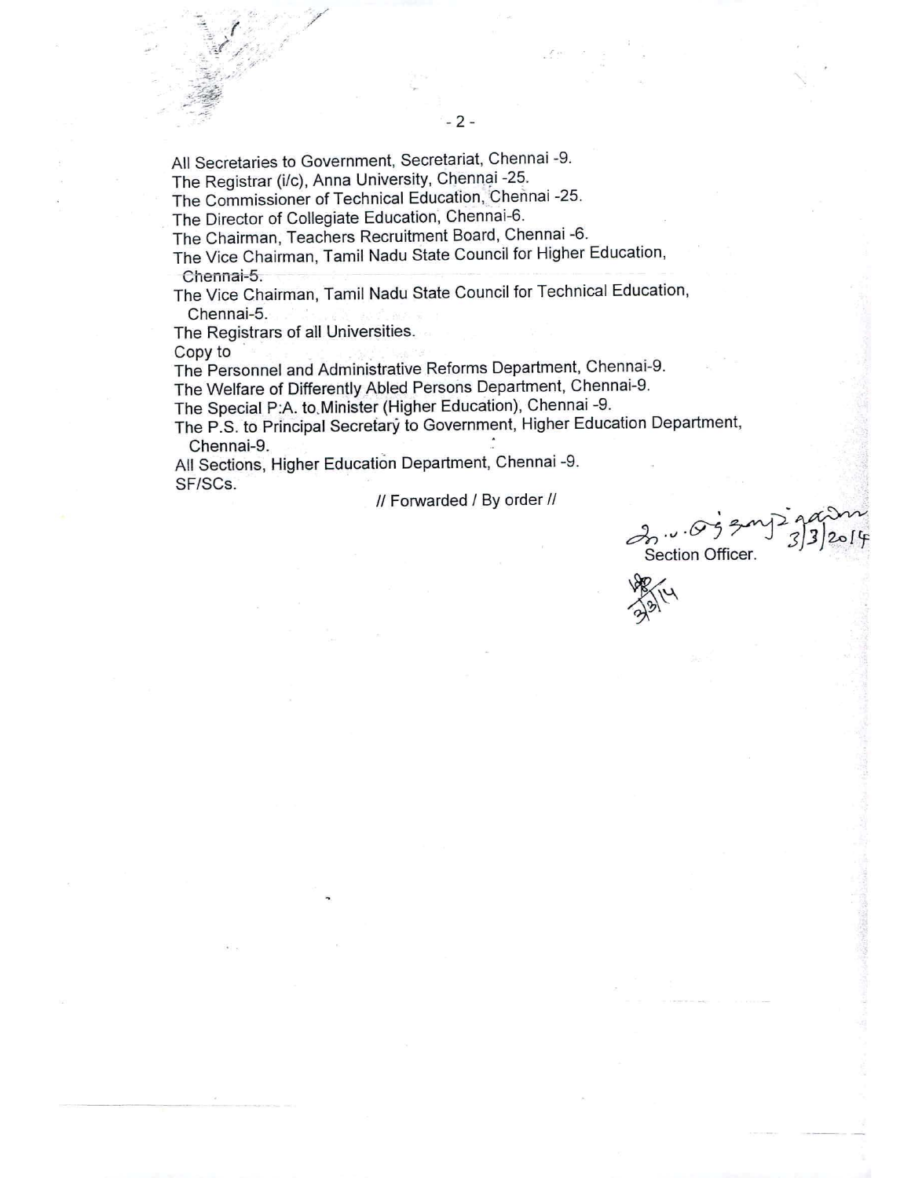All Secretaries to Government, Secretariat, Chennai -9.
The Registrar (i/c), Anna University, Chennai -25.
The Commissioner of Technical Education, Chennai -25.
The Director of Collegiate Education, Chennai-6.
The Chairman, Teachers Recruitment Board, Chennai -6.
The Vice Chairman, Tamil Nadu State Council for Higher Education, Chennai-5.
The Vice Chairman, Tamil Nadu State Council for Technical Education, Chennai-5.
The Registrars of all Universities.

Copy to
The Personnel and Administrative Reforms Department, Chennai-9.
The Welfare of Differently Abled Persons Department, Chennai-9.
The Special P.A. to Minister (Higher Education), Chennai -9.
The P.S. to Principal Secretary to Government, Higher Education Department, Chennai-9.
All Sections, Higher Education Department, Chennai -9.
SF/SCs.

// Forwarded / By order //

3/3/2014
Section Officer.

3/3/14